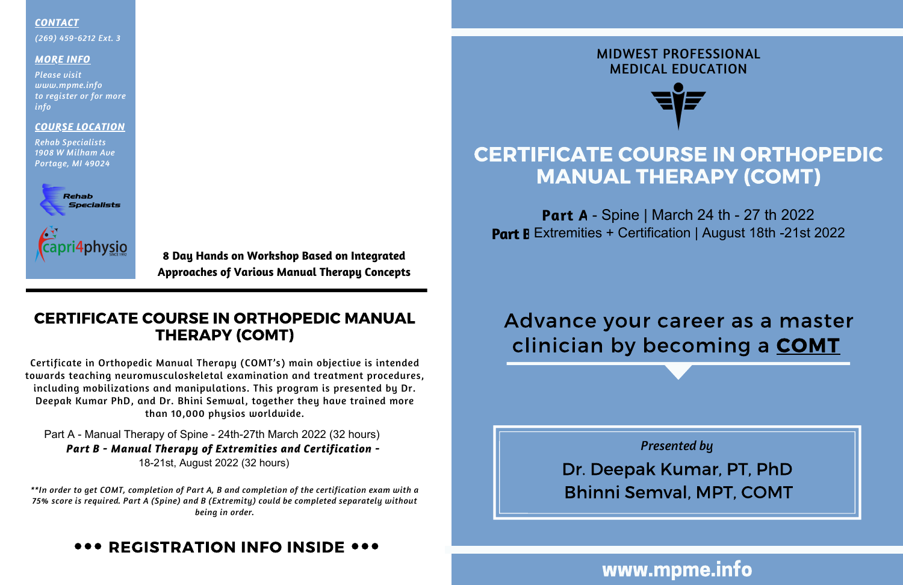**CONTACT**

*(269) 459-6212 Ext. 3*

**MORE INFO**

*Please visit www.mpme.info to register or for more info*

**COURSE LOCATION**

*Rehab Specialists*
*1908 W Milham Ave*
*Portage, MI 49024*

Rehab Specialists

capri4physio

**8 Day Hands on Workshop Based on Integrated Approaches of Various Manual Therapy Concepts**

## CERTIFICATE COURSE IN ORTHOPEDIC MANUAL THERAPY (COMT)

Certificate in Orthopedic Manual Therapy (COMT's) main objective is intended towards teaching neuromusculoskeletal examination and treatment procedures, including mobilizations and manipulations. This program is presented by Dr. Deepak Kumar PhD, and Dr. Bhini Semwal, together they have trained more than 10,000 physios worldwide.

Part A - Manual Therapy of Spine - 24th-27th March 2022 (32 hours)

***Part B - Manual Therapy of Extremities and Certification -***
18-21st, August 2022 (32 hours)

*\*\*In order to get COMT, completion of Part A, B and completion of the certification exam with a 75% score is required. Part A (Spine) and B (Extremity) could be completed separately without being in order.*

### ••• REGISTRATION INFO INSIDE •••

MIDWEST PROFESSIONAL MEDICAL EDUCATION

# CERTIFICATE COURSE IN ORTHOPEDIC MANUAL THERAPY (COMT)

**Part A** - Spine | March 24 th - 27 th 2022
**Part B** Extremities + Certification | August 18th -21st 2022

## Advance your career as a master clinician by becoming a **COMT**

*Presented by*

Dr. Deepak Kumar, PT, PhD
Bhinni Semval, MPT, COMT

**www.mpme.info**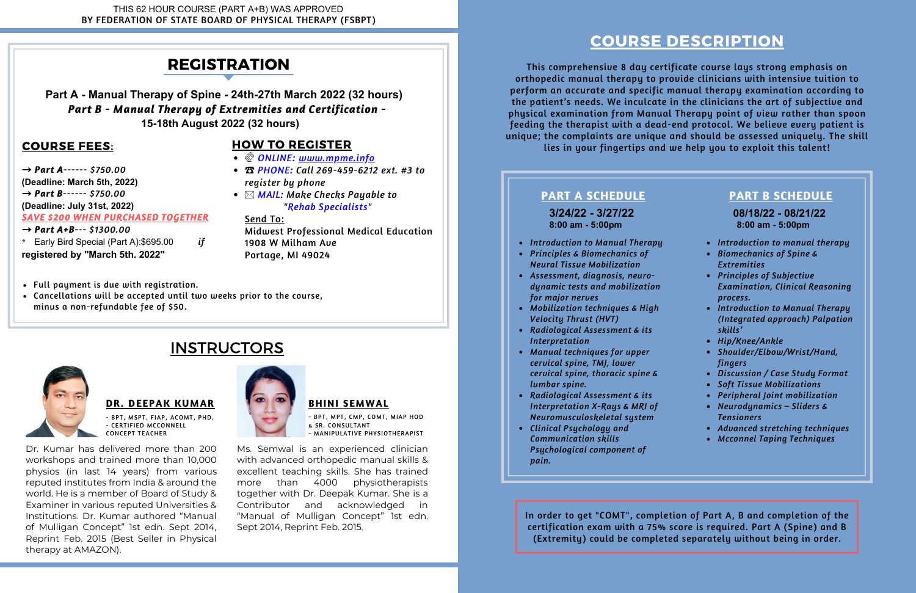THIS 62 HOUR COURSE (PART A+B) WAS APPROVED
BY FEDERATION OF STATE BOARD OF PHYSICAL THERAPY (FSBPT)

# REGISTRATION

**Part A - Manual Therapy of Spine - 24th-27th March 2022 (32 hours)**
***Part B - Manual Therapy of Extremities and Certification -***
**15-18th August 2022 (32 hours)**

## COURSE FEES:

→ ***Part A------ $750.00***
**(Deadline: March 5th, 2022)**
→ ***Part B------ $750.00***
**(Deadline: July 31st, 2022)**
***SAVE $200 WHEN PURCHASED TOGETHER***
→ ***Part A+B--- $1300.00***
- Early Bird Special (Part A):$695.00 *if* **registered by "March 5th. 2022"**

## HOW TO REGISTER

- *ONLINE: www.mpme.info*
- *PHONE: Call 269-459-6212 ext. #3 to register by phone*
- *MAIL: Make Checks Payable to "Rehab Specialists"*

Send To:
Midwest Professional Medical Education
1908 W Milham Ave
Portage, MI 49024

- Full payment is due with registration.
- Cancellations will be accepted until two weeks prior to the course, minus a non-refundable fee of $50.

# INSTRUCTORS

## DR. DEEPAK KUMAR

- BPT, MSPT, FIAP, ACOMT, PHD,
- CERTIFIED MCCONNELL CONCEPT TEACHER

Dr. Kumar has delivered more than 200 workshops and trained more than 10,000 physios (in last 14 years) from various reputed institutes from India & around the world. He is a member of Board of Study & Examiner in various reputed Universities & Institutions. Dr. Kumar authored "Manual of Mulligan Concept" 1st edn. Sept 2014, Reprint Feb. 2015 (Best Seller in Physical therapy at AMAZON).

## BHINI SEMWAL

- BPT, MPT, CMP, COMT, MIAP HOD & SR. CONSULTANT
- MANIPULATIVE PHYSIOTHERAPIST

Ms. Semwal is an experienced clinician with advanced orthopedic manual skills & excellent teaching skills. She has trained more than 4000 physiotherapists together with Dr. Deepak Kumar. She is a Contributor and acknowledged in "Manual of Mulligan Concept" 1st edn. Sept 2014, Reprint Feb. 2015.

# COURSE DESCRIPTION

This comprehensive 8 day certificate course lays strong emphasis on orthopedic manual therapy to provide clinicians with intensive tuition to perform an accurate and specific manual therapy examination according to the patient's needs. We inculcate in the clinicians the art of subjective and physical examination from Manual Therapy point of view rather than spoon feeding the therapist with a dead-end protocol. We believe every patient is unique; the complaints are unique and should be assessed uniquely. The skill lies in your fingertips and we help you to exploit this talent!

## PART A SCHEDULE

**3/24/22 - 3/27/22**
**8:00 am - 5:00pm**

- *Introduction to Manual Therapy*
- *Principles & Biomechanics of Neural Tissue Mobilization*
- *Assessment, diagnosis, neuro-dynamic tests and mobilization for major nerves*
- *Mobilization techniques & High Velocity Thrust (HVT)*
- *Radiological Assessment & its Interpretation*
- *Manual techniques for upper cervical spine, TMJ, lower cervical spine, thoracic spine & lumbar spine.*
- *Radiological Assessment & its Interpretation X-Rays & MRI of Neuromusculoskeletal system*
- *Clinical Psychology and Communication skills Psychological component of pain.*

## PART B SCHEDULE

**08/18/22 - 08/21/22**
**8:00 am - 5:00pm**

- *Introduction to manual therapy*
- *Biomechanics of Spine & Extremities*
- *Principles of Subjective Examination, Clinical Reasoning process.*
- *Introduction to Manual Therapy (Integrated approach) Palpation skills'*
- *Hip/Knee/Ankle*
- *Shoulder/Elbow/Wrist/Hand, fingers*
- *Discussion / Case Study Format*
- *Soft Tissue Mobilizations*
- *Peripheral Joint mobilization*
- *Neurodynamics – Sliders & Tensioners*
- *Advanced stretching techniques*
- *Mcconnel Taping Techniques*

In order to get "COMT", completion of Part A, B and completion of the certification exam with a 75% score is required. Part A (Spine) and B (Extremity) could be completed separately without being in order.